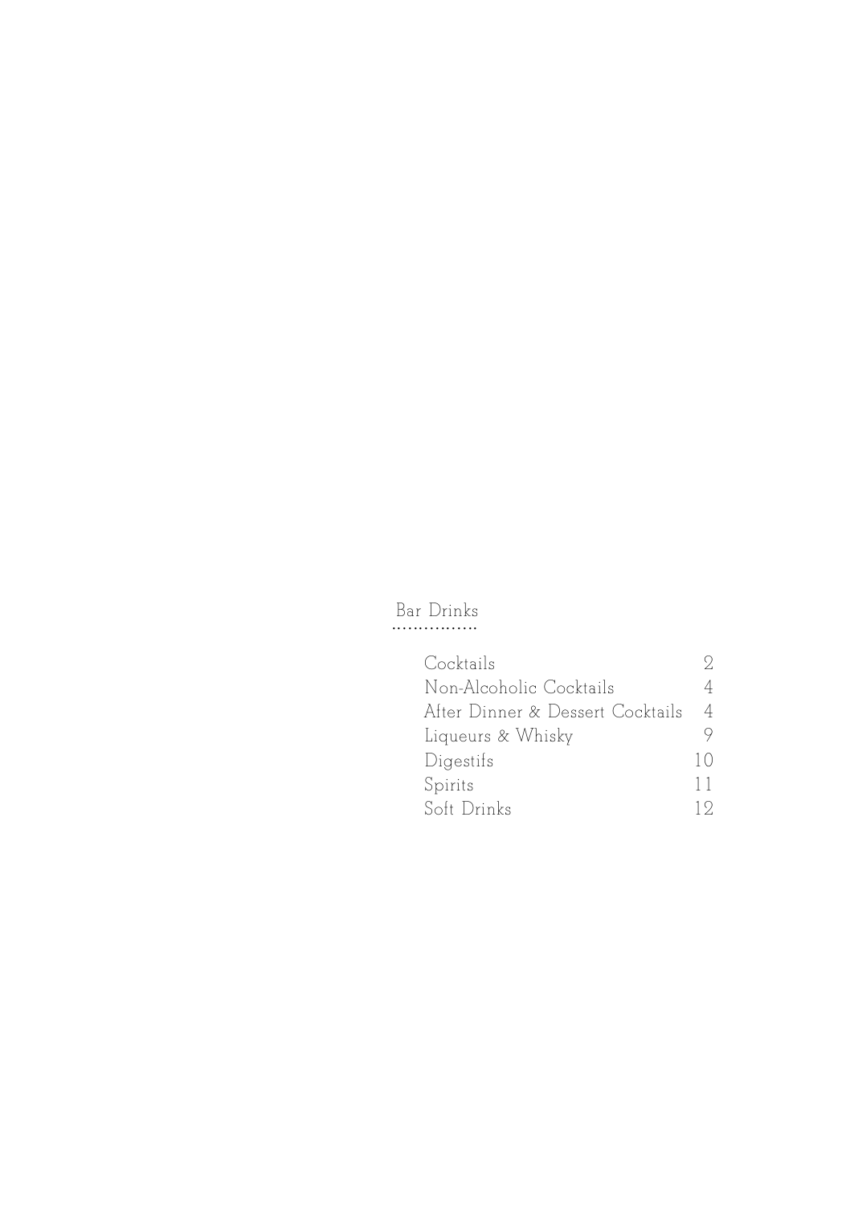## Bar Drinks

| | |
|---|---|
| Cocktails | 2 |
| Non-Alcoholic Cocktails | 4 |
| After Dinner & Dessert Cocktails | 4 |
| Liqueurs & Whisky | 9 |
| Digestifs | 10 |
| Spirits | 11 |
| Soft Drinks | 12 |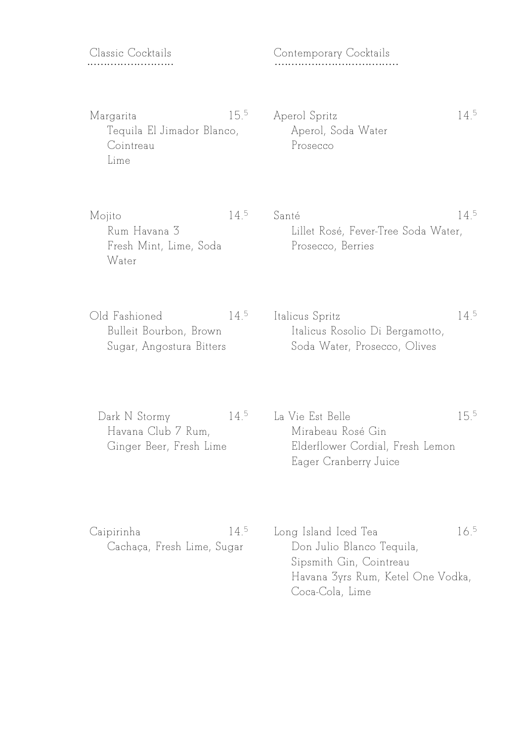## Classic Cocktails

**Margarita** — 15.5
Tequila El Jimador Blanco, Cointreau
Lime

**Mojito** — 14.5
Rum Havana 3
Fresh Mint, Lime, Soda Water

**Old Fashioned** — 14.5
Bulleit Bourbon, Brown Sugar, Angostura Bitters

**Dark N Stormy** — 14.5
Havana Club 7 Rum, Ginger Beer, Fresh Lime

**Caipirinha** — 14.5
Cachaça, Fresh Lime, Sugar

## Contemporary Cocktails

**Aperol Spritz** — 14.5
Aperol, Soda Water
Prosecco

**Santé** — 14.5
Lillet Rosé, Fever-Tree Soda Water, Prosecco, Berries

**Italicus Spritz** — 14.5
Italicus Rosolio Di Bergamotto, Soda Water, Prosecco, Olives

**La Vie Est Belle** — 15.5
Mirabeau Rosé Gin
Elderflower Cordial, Fresh Lemon
Eager Cranberry Juice

**Long Island Iced Tea** — 16.5
Don Julio Blanco Tequila,
Sipsmith Gin, Cointreau
Havana 3yrs Rum, Ketel One Vodka,
Coca-Cola, Lime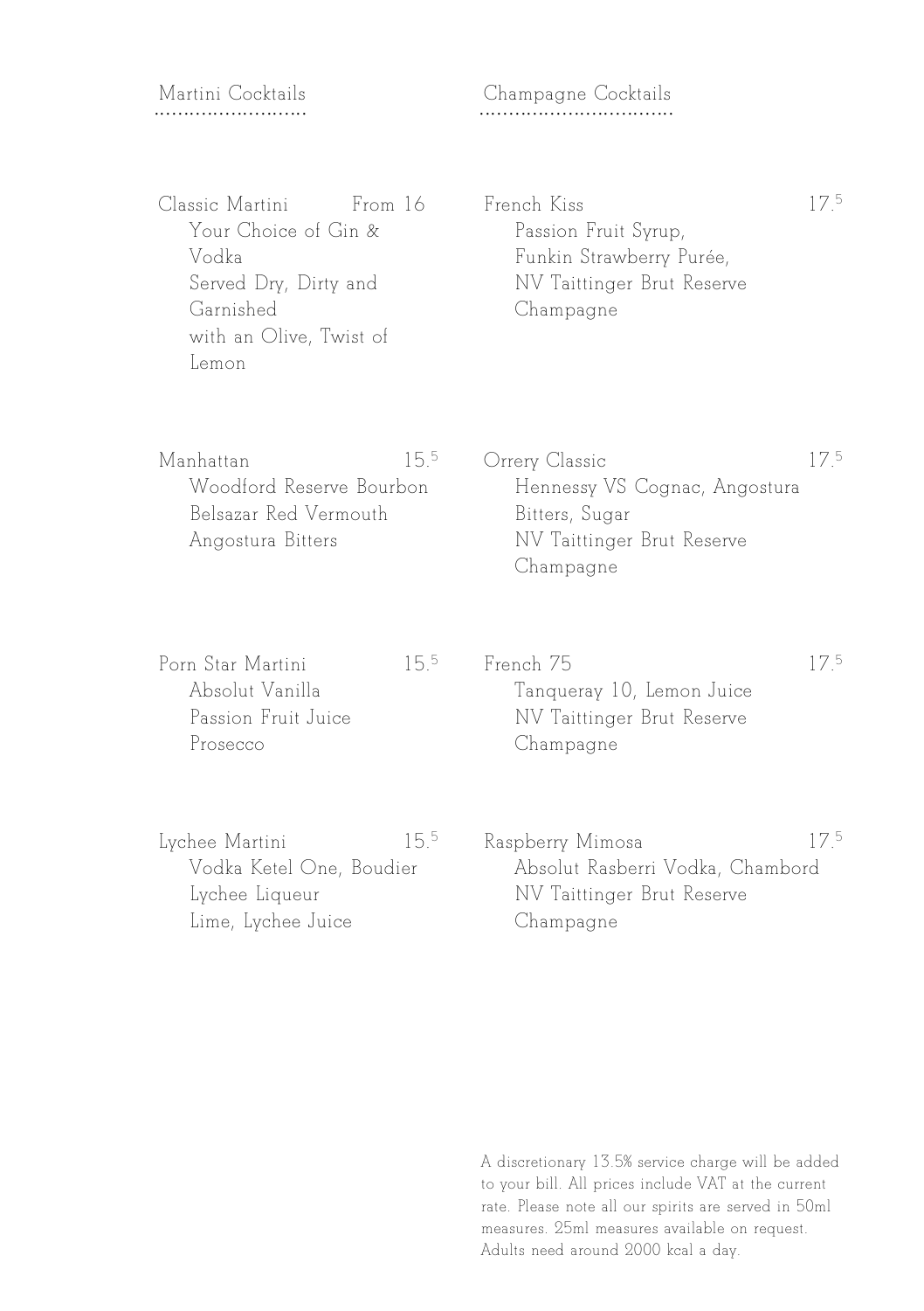## Martini Cocktails

**Classic Martini** — From 16
Your Choice of Gin & Vodka
Served Dry, Dirty and Garnished
with an Olive, Twist of Lemon

**Manhattan** — 15.5
Woodford Reserve Bourbon
Belsazar Red Vermouth
Angostura Bitters

**Porn Star Martini** — 15.5
Absolut Vanilla
Passion Fruit Juice
Prosecco

**Lychee Martini** — 15.5
Vodka Ketel One, Boudier
Lychee Liqueur
Lime, Lychee Juice

## Champagne Cocktails

**French Kiss** — 17.5
Passion Fruit Syrup,
Funkin Strawberry Purée,
NV Taittinger Brut Reserve
Champagne

**Orrery Classic** — 17.5
Hennessy VS Cognac, Angostura
Bitters, Sugar
NV Taittinger Brut Reserve
Champagne

**French 75** — 17.5
Tanqueray 10, Lemon Juice
NV Taittinger Brut Reserve
Champagne

**Raspberry Mimosa** — 17.5
Absolut Rasberri Vodka, Chambord
NV Taittinger Brut Reserve
Champagne

A discretionary 13.5% service charge will be added to your bill. All prices include VAT at the current rate. Please note all our spirits are served in 50ml measures. 25ml measures available on request. Adults need around 2000 kcal a day.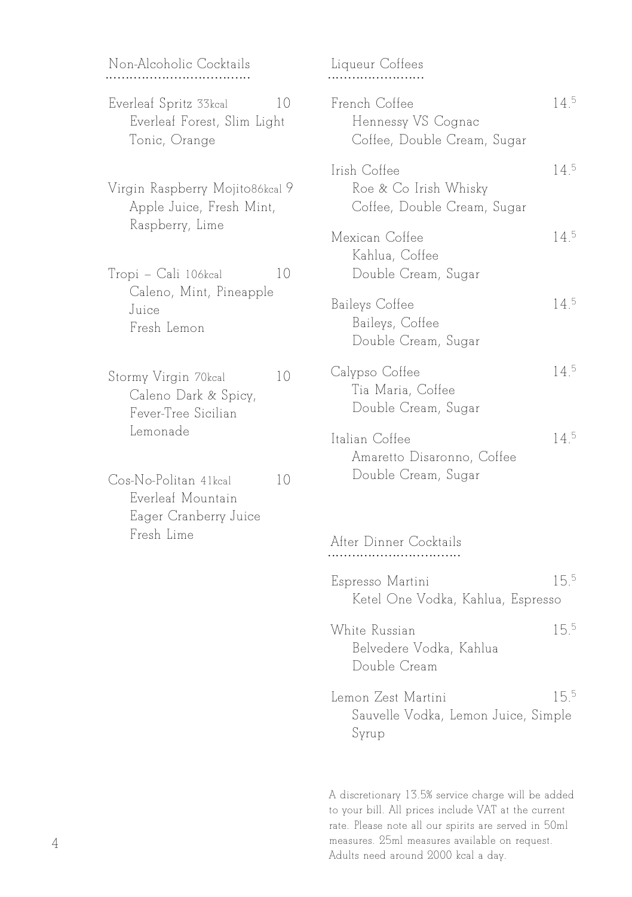## Non-Alcoholic Cocktails

**Everleaf Spritz** 33kcal — 10
Everleaf Forest, Slim Light Tonic, Orange

**Virgin Raspberry Mojito** 86kcal — 9
Apple Juice, Fresh Mint, Raspberry, Lime

**Tropi – Cali** 106kcal — 10
Caleno, Mint, Pineapple Juice
Fresh Lemon

**Stormy Virgin** 70kcal — 10
Caleno Dark & Spicy, Fever-Tree Sicilian Lemonade

**Cos-No-Politan** 41kcal — 10
Everleaf Mountain
Eager Cranberry Juice
Fresh Lime

## Liqueur Coffees

**French Coffee** — 14.5
Hennessy VS Cognac
Coffee, Double Cream, Sugar

**Irish Coffee** — 14.5
Roe & Co Irish Whisky
Coffee, Double Cream, Sugar

**Mexican Coffee** — 14.5
Kahlua, Coffee
Double Cream, Sugar

**Baileys Coffee** — 14.5
Baileys, Coffee
Double Cream, Sugar

**Calypso Coffee** — 14.5
Tia Maria, Coffee
Double Cream, Sugar

**Italian Coffee** — 14.5
Amaretto Disaronno, Coffee
Double Cream, Sugar

## After Dinner Cocktails

**Espresso Martini** — 15.5
Ketel One Vodka, Kahlua, Espresso

**White Russian** — 15.5
Belvedere Vodka, Kahlua
Double Cream

**Lemon Zest Martini** — 15.5
Sauvelle Vodka, Lemon Juice, Simple Syrup

A discretionary 13.5% service charge will be added to your bill. All prices include VAT at the current rate. Please note all our spirits are served in 50ml measures. 25ml measures available on request. Adults need around 2000 kcal a day.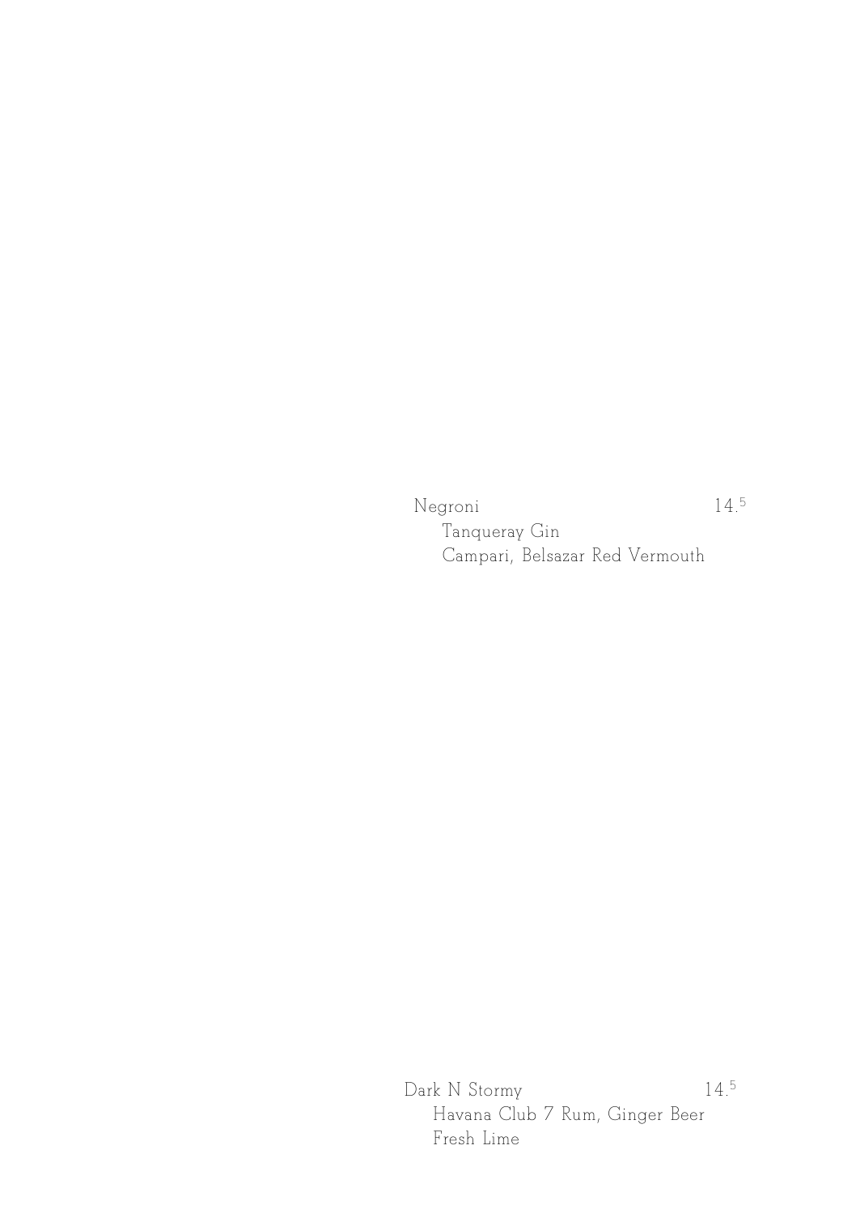Negroni 14.5

Tanqueray Gin
Campari, Belsazar Red Vermouth

Dark N Stormy 14.5

Havana Club 7 Rum, Ginger Beer
Fresh Lime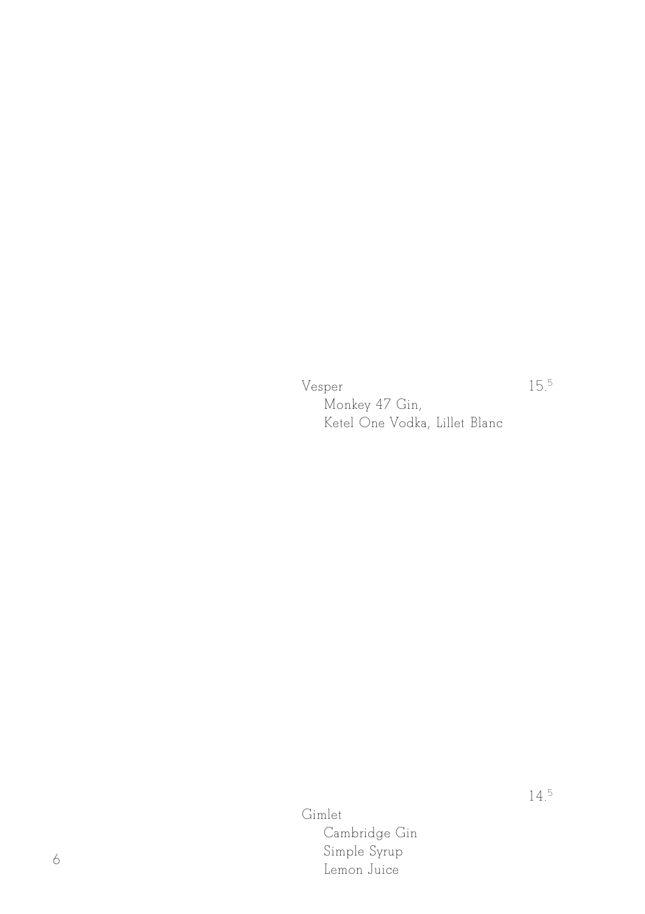Vesper 15.5

Monkey 47 Gin,
Ketel One Vodka, Lillet Blanc

Gimlet 14.5

Cambridge Gin
Simple Syrup
Lemon Juice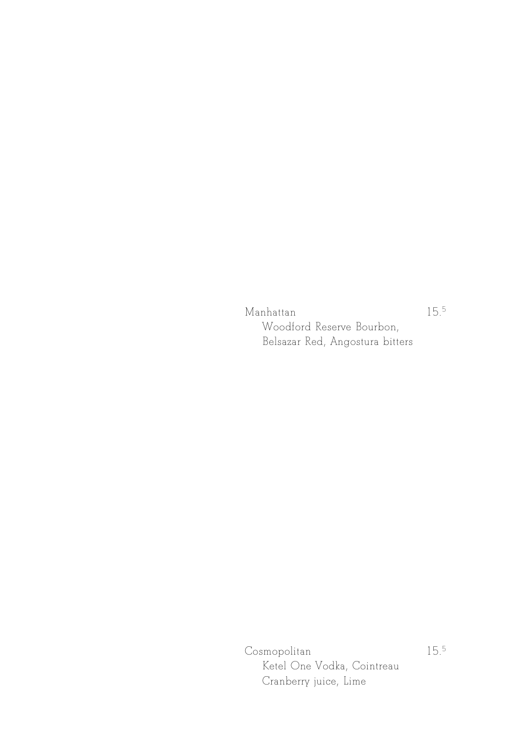Manhattan 15.[5]

Woodford Reserve Bourbon,
Belsazar Red, Angostura bitters

Cosmopolitan 15.[5]

Ketel One Vodka, Cointreau
Cranberry juice, Lime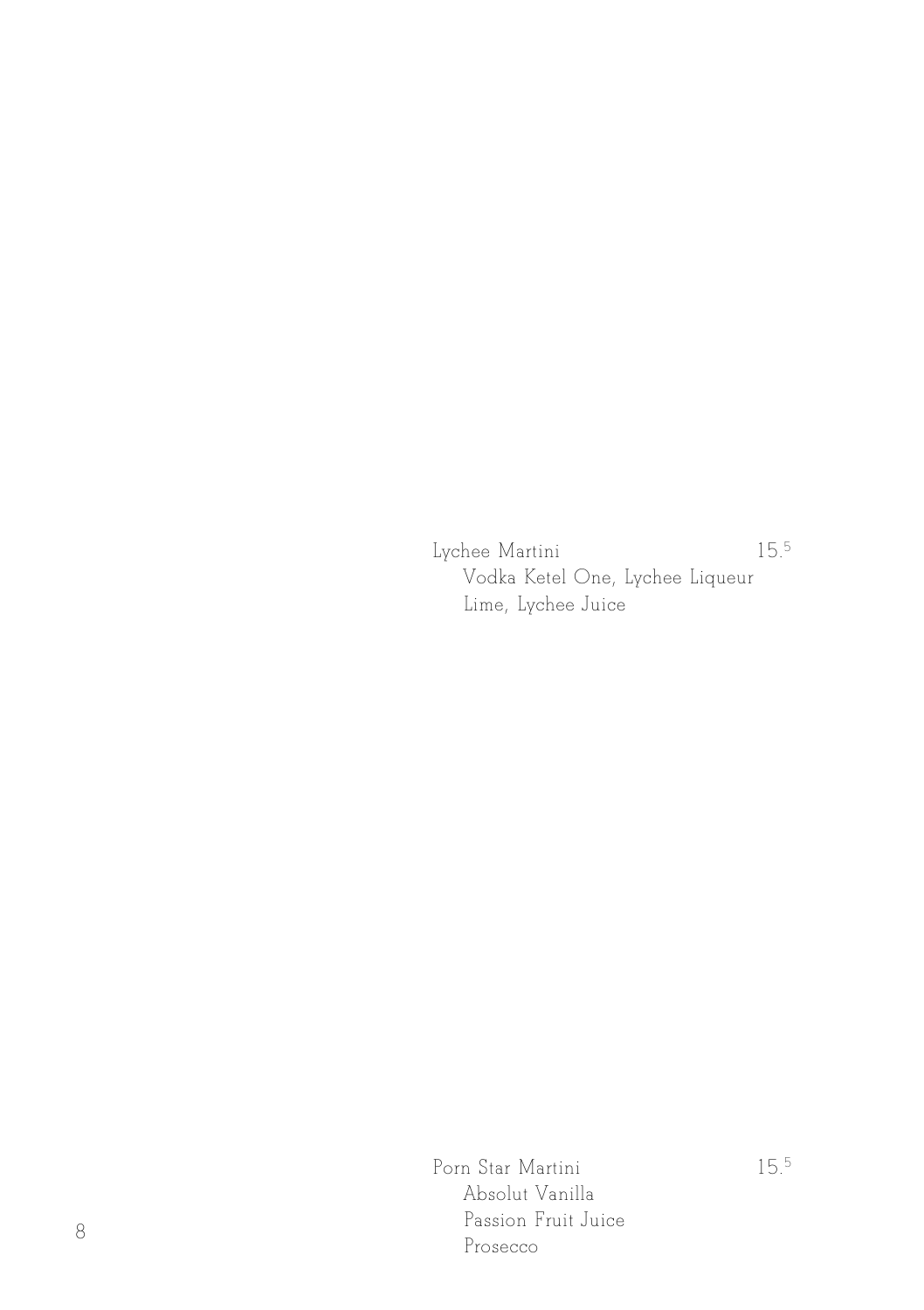Lychee Martini 15.5

Vodka Ketel One, Lychee Liqueur
Lime, Lychee Juice

Porn Star Martini 15.5

Absolut Vanilla
Passion Fruit Juice
Prosecco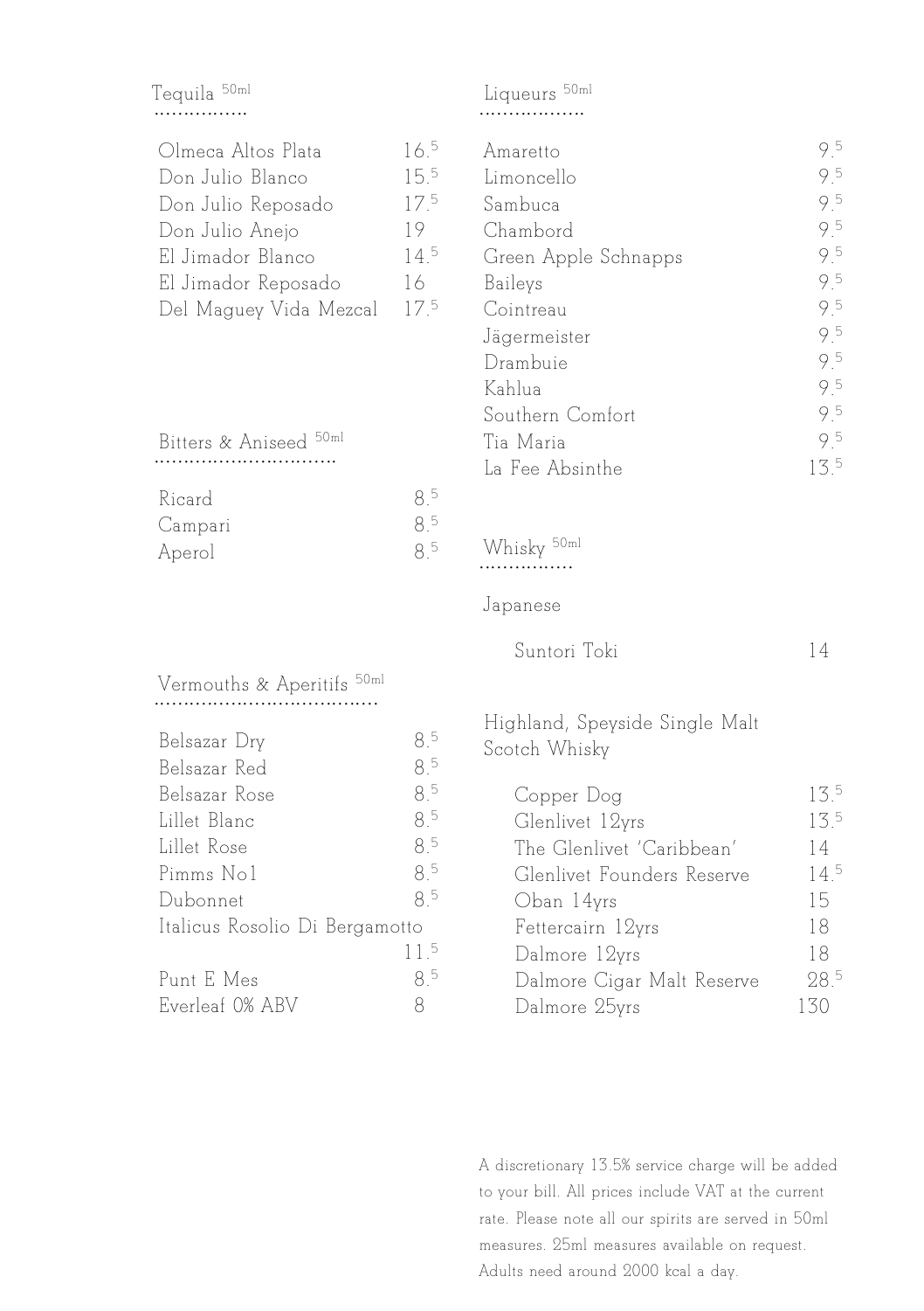## Tequila 50ml

| Item | Price |
| --- | --- |
| Olmeca Altos Plata | 16.5 |
| Don Julio Blanco | 15.5 |
| Don Julio Reposado | 17.5 |
| Don Julio Anejo | 19 |
| El Jimador Blanco | 14.5 |
| El Jimador Reposado | 16 |
| Del Maguey Vida Mezcal | 17.5 |

## Bitters & Aniseed 50ml

| Item | Price |
| --- | --- |
| Ricard | 8.5 |
| Campari | 8.5 |
| Aperol | 8.5 |

## Vermouths & Aperitifs 50ml

| Item | Price |
| --- | --- |
| Belsazar Dry | 8.5 |
| Belsazar Red | 8.5 |
| Belsazar Rose | 8.5 |
| Lillet Blanc | 8.5 |
| Lillet Rose | 8.5 |
| Pimms No1 | 8.5 |
| Dubonnet | 8.5 |
| Italicus Rosolio Di Bergamotto | 11.5 |
| Punt E Mes | 8.5 |
| Everleaf 0% ABV | 8 |

## Liqueurs 50ml

| Item | Price |
| --- | --- |
| Amaretto | 9.5 |
| Limoncello | 9.5 |
| Sambuca | 9.5 |
| Chambord | 9.5 |
| Green Apple Schnapps | 9.5 |
| Baileys | 9.5 |
| Cointreau | 9.5 |
| Jägermeister | 9.5 |
| Drambuie | 9.5 |
| Kahlua | 9.5 |
| Southern Comfort | 9.5 |
| Tia Maria | 9.5 |
| La Fee Absinthe | 13.5 |

## Whisky 50ml

### Japanese

| Item | Price |
| --- | --- |
| Suntori Toki | 14 |

### Highland, Speyside Single Malt Scotch Whisky

| Item | Price |
| --- | --- |
| Copper Dog | 13.5 |
| Glenlivet 12yrs | 13.5 |
| The Glenlivet 'Caribbean' | 14 |
| Glenlivet Founders Reserve | 14.5 |
| Oban 14yrs | 15 |
| Fettercairn 12yrs | 18 |
| Dalmore 12yrs | 18 |
| Dalmore Cigar Malt Reserve | 28.5 |
| Dalmore 25yrs | 130 |

A discretionary 13.5% service charge will be added to your bill. All prices include VAT at the current rate. Please note all our spirits are served in 50ml measures. 25ml measures available on request. Adults need around 2000 kcal a day.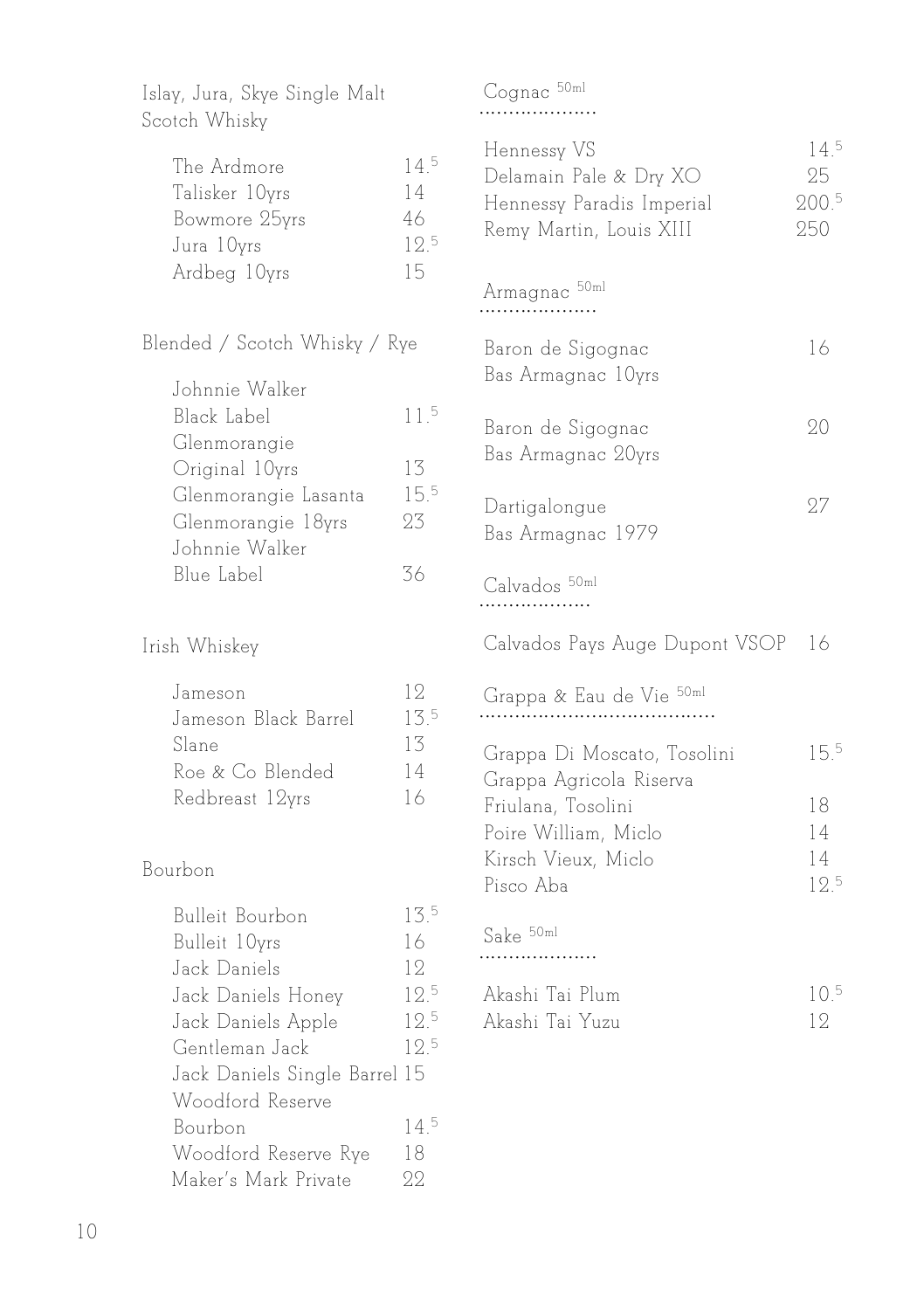## Islay, Jura, Skye Single Malt Scotch Whisky

| | |
|---|---|
| The Ardmore | 14.5 |
| Talisker 10yrs | 14 |
| Bowmore 25yrs | 46 |
| Jura 10yrs | 12.5 |
| Ardbeg 10yrs | 15 |

## Blended / Scotch Whisky / Rye

| | |
|---|---|
| Johnnie Walker Black Label | 11.5 |
| Glenmorangie Original 10yrs | 13 |
| Glenmorangie Lasanta | 15.5 |
| Glenmorangie 18yrs | 23 |
| Johnnie Walker Blue Label | 36 |

## Irish Whiskey

| | |
|---|---|
| Jameson | 12 |
| Jameson Black Barrel | 13.5 |
| Slane | 13 |
| Roe & Co Blended | 14 |
| Redbreast 12yrs | 16 |

## Bourbon

| | |
|---|---|
| Bulleit Bourbon | 13.5 |
| Bulleit 10yrs | 16 |
| Jack Daniels | 12 |
| Jack Daniels Honey | 12.5 |
| Jack Daniels Apple | 12.5 |
| Gentleman Jack | 12.5 |
| Jack Daniels Single Barrel | 15 |
| Woodford Reserve Bourbon | 14.5 |
| Woodford Reserve Rye | 18 |
| Maker's Mark Private | 22 |

## Cognac 50ml

| | |
|---|---|
| Hennessy VS | 14.5 |
| Delamain Pale & Dry XO | 25 |
| Hennessy Paradis Imperial | 200.5 |
| Remy Martin, Louis XIII | 250 |

## Armagnac 50ml

| | |
|---|---|
| Baron de Sigognac Bas Armagnac 10yrs | 16 |
| Baron de Sigognac Bas Armagnac 20yrs | 20 |
| Dartigalongue Bas Armagnac 1979 | 27 |

## Calvados 50ml

| | |
|---|---|
| Calvados Pays Auge Dupont VSOP | 16 |

## Grappa & Eau de Vie 50ml

| | |
|---|---|
| Grappa Di Moscato, Tosolini | 15.5 |
| Grappa Agricola Riserva Friulana, Tosolini | 18 |
| Poire William, Miclo | 14 |
| Kirsch Vieux, Miclo | 14 |
| Pisco Aba | 12.5 |

## Sake 50ml

| | |
|---|---|
| Akashi Tai Plum | 10.5 |
| Akashi Tai Yuzu | 12 |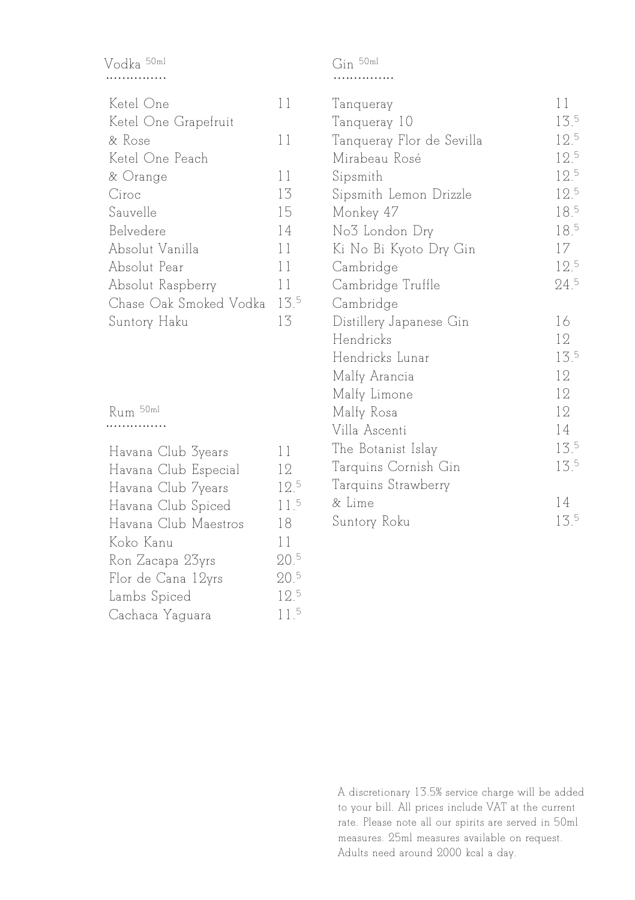## Vodka 50ml

| | |
|---|---|
| Ketel One | 11 |
| Ketel One Grapefruit & Rose | 11 |
| Ketel One Peach & Orange | 11 |
| Ciroc | 13 |
| Sauvelle | 15 |
| Belvedere | 14 |
| Absolut Vanilla | 11 |
| Absolut Pear | 11 |
| Absolut Raspberry | 11 |
| Chase Oak Smoked Vodka | 13.5 |
| Suntory Haku | 13 |

## Rum 50ml

| | |
|---|---|
| Havana Club 3years | 11 |
| Havana Club Especial | 12 |
| Havana Club 7years | 12.5 |
| Havana Club Spiced | 11.5 |
| Havana Club Maestros | 18 |
| Koko Kanu | 11 |
| Ron Zacapa 23yrs | 20.5 |
| Flor de Cana 12yrs | 20.5 |
| Lambs Spiced | 12.5 |
| Cachaca Yaguara | 11.5 |

## Gin 50ml

| | |
|---|---|
| Tanqueray | 11 |
| Tanqueray 10 | 13.5 |
| Tanqueray Flor de Sevilla | 12.5 |
| Mirabeau Rosé | 12.5 |
| Sipsmith | 12.5 |
| Sipsmith Lemon Drizzle | 12.5 |
| Monkey 47 | 18.5 |
| No3 London Dry | 18.5 |
| Ki No Bi Kyoto Dry Gin | 17 |
| Cambridge | 12.5 |
| Cambridge Truffle | 24.5 |
| Cambridge Distillery Japanese Gin | 16 |
| Hendricks | 12 |
| Hendricks Lunar | 13.5 |
| Malfy Arancia | 12 |
| Malfy Limone | 12 |
| Malfy Rosa | 12 |
| Villa Ascenti | 14 |
| The Botanist Islay | 13.5 |
| Tarquins Cornish Gin | 13.5 |
| Tarquins Strawberry & Lime | 14 |
| Suntory Roku | 13.5 |

A discretionary 13.5% service charge will be added to your bill. All prices include VAT at the current rate. Please note all our spirits are served in 50ml measures. 25ml measures available on request. Adults need around 2000 kcal a day.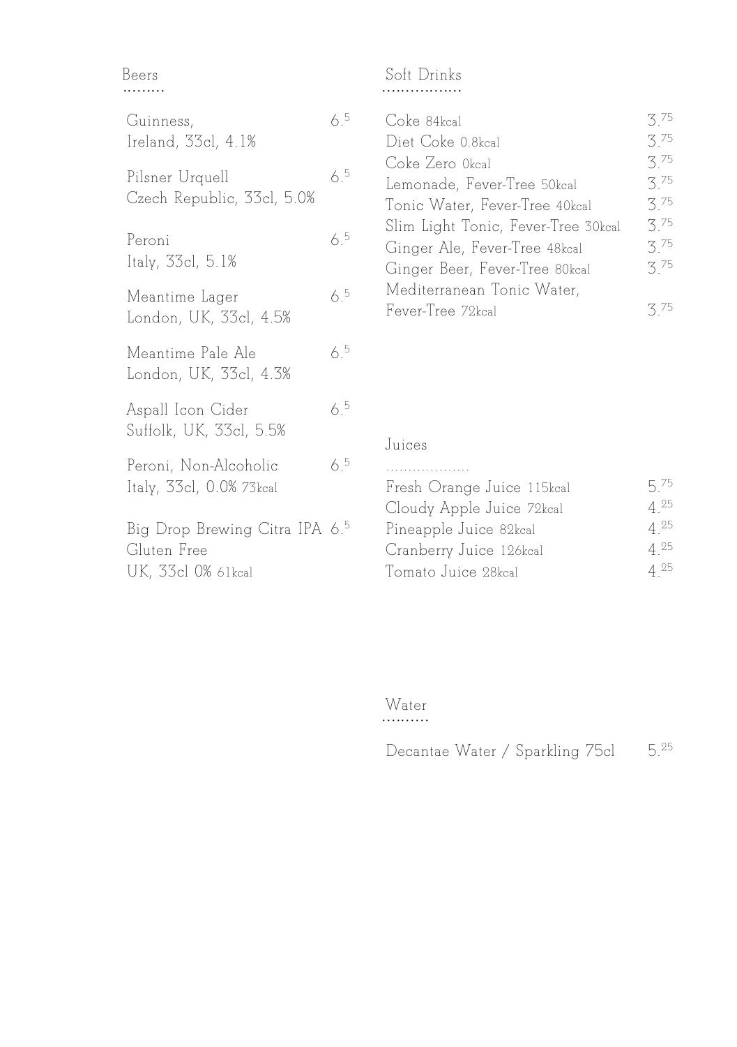## Beers

| | |
|---|---|
| Guinness, Ireland, 33cl, 4.1% | 6.5 |
| Pilsner Urquell Czech Republic, 33cl, 5.0% | 6.5 |
| Peroni Italy, 33cl, 5.1% | 6.5 |
| Meantime Lager London, UK, 33cl, 4.5% | 6.5 |
| Meantime Pale Ale London, UK, 33cl, 4.3% | 6.5 |
| Aspall Icon Cider Suffolk, UK, 33cl, 5.5% | 6.5 |
| Peroni, Non-Alcoholic Italy, 33cl, 0.0% 73kcal | 6.5 |
| Big Drop Brewing Citra IPA Gluten Free UK, 33cl 0% 61kcal | 6.5 |

## Soft Drinks

| | |
|---|---|
| Coke 84kcal | 3.75 |
| Diet Coke 0.8kcal | 3.75 |
| Coke Zero 0kcal | 3.75 |
| Lemonade, Fever-Tree 50kcal | 3.75 |
| Tonic Water, Fever-Tree 40kcal | 3.75 |
| Slim Light Tonic, Fever-Tree 30kcal | 3.75 |
| Ginger Ale, Fever-Tree 48kcal | 3.75 |
| Ginger Beer, Fever-Tree 80kcal | 3.75 |
| Mediterranean Tonic Water, Fever-Tree 72kcal | 3.75 |

## Juices

| | |
|---|---|
| Fresh Orange Juice 115kcal | 5.75 |
| Cloudy Apple Juice 72kcal | 4.25 |
| Pineapple Juice 82kcal | 4.25 |
| Cranberry Juice 126kcal | 4.25 |
| Tomato Juice 28kcal | 4.25 |

## Water

| | |
|---|---|
| Decantae Water / Sparkling 75cl | 5.25 |